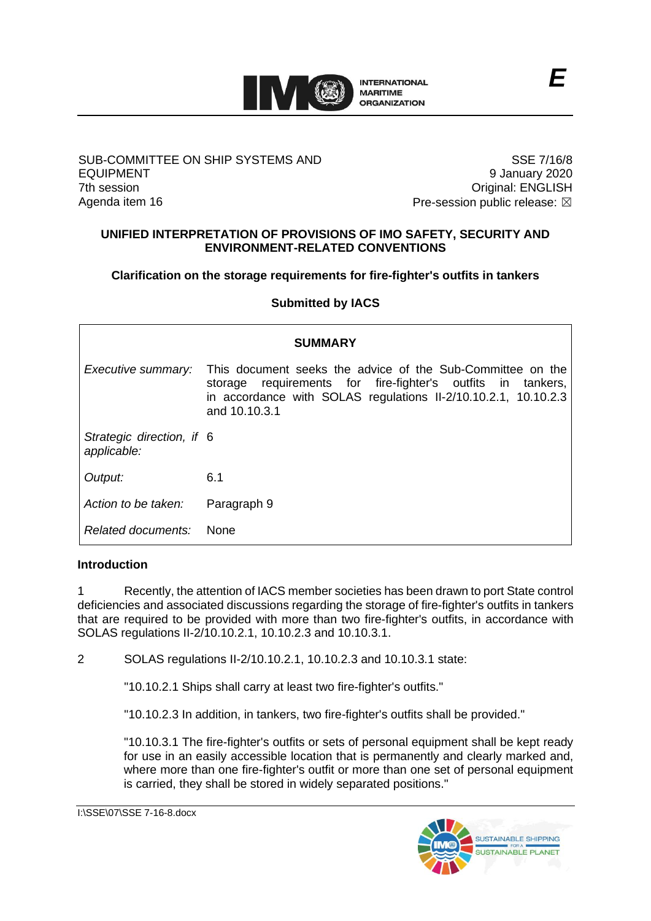E

SUB-COMMITTEE ON SHIP SYSTEMS AND EQUIPMENT
7th session
Agenda item 16

SSE 7/16/8
9 January 2020
Original: ENGLISH
Pre-session public release: ☒

## UNIFIED INTERPRETATION OF PROVISIONS OF IMO SAFETY, SECURITY AND ENVIRONMENT-RELATED CONVENTIONS

### Clarification on the storage requirements for fire-fighter's outfits in tankers

**Submitted by IACS**

| | |
|---|---|
| **SUMMARY** | |
| *Executive summary:* | This document seeks the advice of the Sub-Committee on the storage requirements for fire-fighter's outfits in tankers, in accordance with SOLAS regulations II-2/10.10.2.1, 10.10.2.3 and 10.10.3.1 |
| *Strategic direction, if applicable:* | 6 |
| *Output:* | 6.1 |
| *Action to be taken:* | Paragraph 9 |
| *Related documents:* | None |

### Introduction

1 Recently, the attention of IACS member societies has been drawn to port State control deficiencies and associated discussions regarding the storage of fire-fighter's outfits in tankers that are required to be provided with more than two fire-fighter's outfits, in accordance with SOLAS regulations II-2/10.10.2.1, 10.10.2.3 and 10.10.3.1.

2 SOLAS regulations II-2/10.10.2.1, 10.10.2.3 and 10.10.3.1 state:

"10.10.2.1 Ships shall carry at least two fire-fighter's outfits."

"10.10.2.3 In addition, in tankers, two fire-fighter's outfits shall be provided."

"10.10.3.1 The fire-fighter's outfits or sets of personal equipment shall be kept ready for use in an easily accessible location that is permanently and clearly marked and, where more than one fire-fighter's outfit or more than one set of personal equipment is carried, they shall be stored in widely separated positions."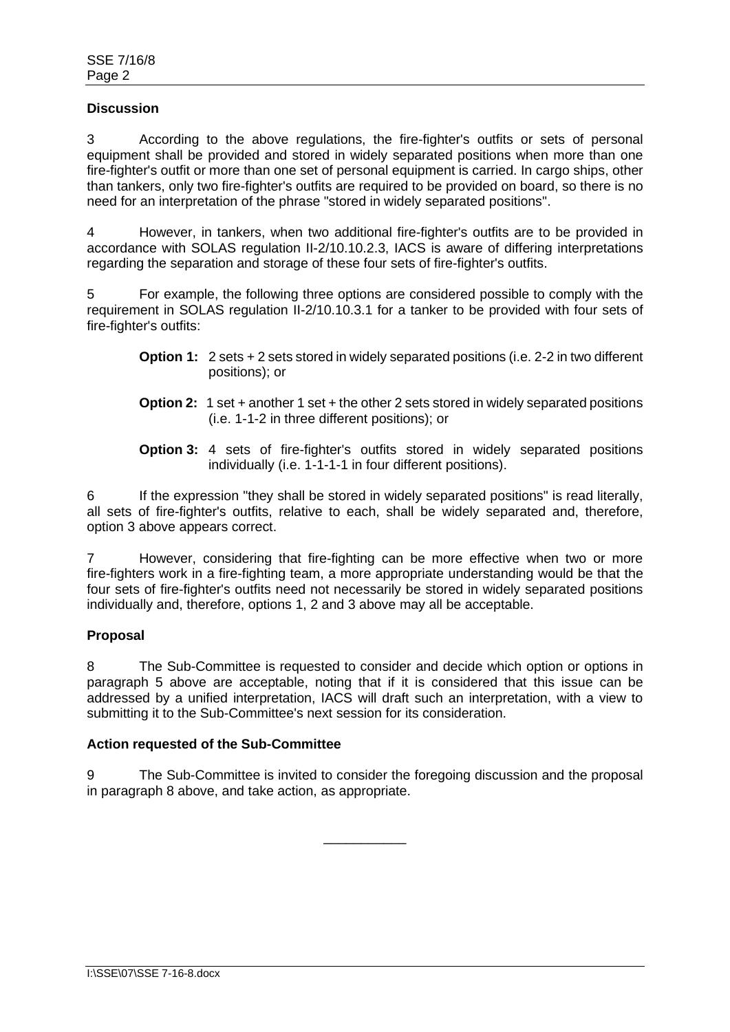**Discussion**

3 According to the above regulations, the fire-fighter's outfits or sets of personal equipment shall be provided and stored in widely separated positions when more than one fire-fighter's outfit or more than one set of personal equipment is carried. In cargo ships, other than tankers, only two fire-fighter's outfits are required to be provided on board, so there is no need for an interpretation of the phrase "stored in widely separated positions".

4 However, in tankers, when two additional fire-fighter's outfits are to be provided in accordance with SOLAS regulation II-2/10.10.2.3, IACS is aware of differing interpretations regarding the separation and storage of these four sets of fire-fighter's outfits.

5 For example, the following three options are considered possible to comply with the requirement in SOLAS regulation II-2/10.10.3.1 for a tanker to be provided with four sets of fire-fighter's outfits:

> **Option 1:** 2 sets + 2 sets stored in widely separated positions (i.e. 2-2 in two different positions); or
>
> **Option 2:** 1 set + another 1 set + the other 2 sets stored in widely separated positions (i.e. 1-1-2 in three different positions); or
>
> **Option 3:** 4 sets of fire-fighter's outfits stored in widely separated positions individually (i.e. 1-1-1-1 in four different positions).

6 If the expression "they shall be stored in widely separated positions" is read literally, all sets of fire-fighter's outfits, relative to each, shall be widely separated and, therefore, option 3 above appears correct.

7 However, considering that fire-fighting can be more effective when two or more fire-fighters work in a fire-fighting team, a more appropriate understanding would be that the four sets of fire-fighter's outfits need not necessarily be stored in widely separated positions individually and, therefore, options 1, 2 and 3 above may all be acceptable.

**Proposal**

8 The Sub-Committee is requested to consider and decide which option or options in paragraph 5 above are acceptable, noting that if it is considered that this issue can be addressed by a unified interpretation, IACS will draft such an interpretation, with a view to submitting it to the Sub-Committee's next session for its consideration.

**Action requested of the Sub-Committee**

9 The Sub-Committee is invited to consider the foregoing discussion and the proposal in paragraph 8 above, and take action, as appropriate.

___________